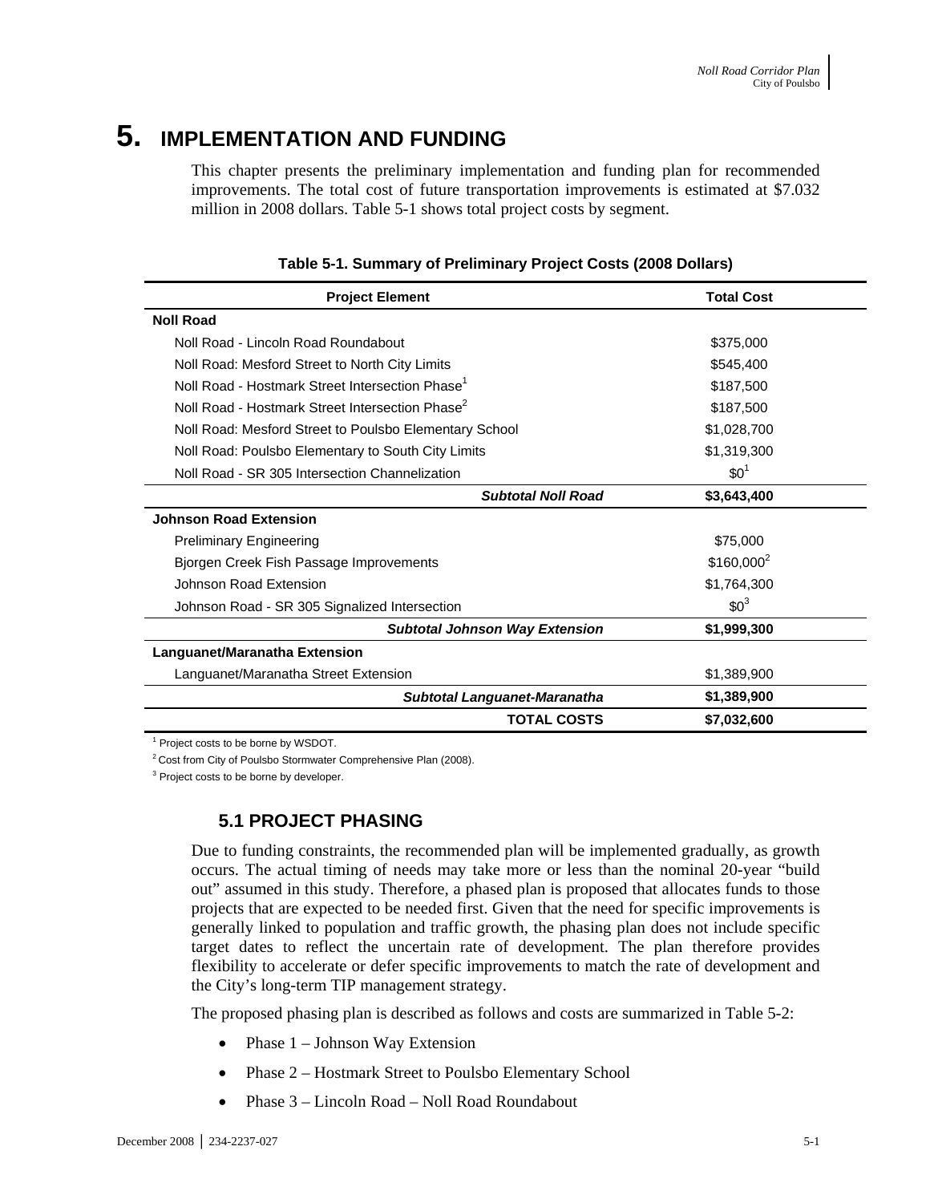# 5. IMPLEMENTATION AND FUNDING

This chapter presents the preliminary implementation and funding plan for recommended improvements. The total cost of future transportation improvements is estimated at $7.032 million in 2008 dollars. Table 5-1 shows total project costs by segment.

**Table 5-1. Summary of Preliminary Project Costs (2008 Dollars)**

| Project Element | Total Cost |
|---|---|
| **Noll Road** | |
| Noll Road - Lincoln Road Roundabout | $375,000 |
| Noll Road: Mesford Street to North City Limits | $545,400 |
| Noll Road - Hostmark Street Intersection Phase[1] | $187,500 |
| Noll Road - Hostmark Street Intersection Phase[2] | $187,500 |
| Noll Road: Mesford Street to Poulsbo Elementary School | $1,028,700 |
| Noll Road: Poulsbo Elementary to South City Limits | $1,319,300 |
| Noll Road - SR 305 Intersection Channelization | $0[1] |
| ***Subtotal Noll Road*** | **$3,643,400** |
| **Johnson Road Extension** | |
| Preliminary Engineering | $75,000 |
| Bjorgen Creek Fish Passage Improvements | $160,000[2] |
| Johnson Road Extension | $1,764,300 |
| Johnson Road - SR 305 Signalized Intersection | $0[3] |
| ***Subtotal Johnson Way Extension*** | **$1,999,300** |
| **Languanet/Maranatha Extension** | |
| Languanet/Maranatha Street Extension | $1,389,900 |
| ***Subtotal Languanet-Maranatha*** | **$1,389,900** |
| **TOTAL COSTS** | **$7,032,600** |

[1] Project costs to be borne by WSDOT.

[2] Cost from City of Poulsbo Stormwater Comprehensive Plan (2008).

[3] Project costs to be borne by developer.

## 5.1 PROJECT PHASING

Due to funding constraints, the recommended plan will be implemented gradually, as growth occurs. The actual timing of needs may take more or less than the nominal 20-year "build out" assumed in this study. Therefore, a phased plan is proposed that allocates funds to those projects that are expected to be needed first. Given that the need for specific improvements is generally linked to population and traffic growth, the phasing plan does not include specific target dates to reflect the uncertain rate of development. The plan therefore provides flexibility to accelerate or defer specific improvements to match the rate of development and the City's long-term TIP management strategy.

The proposed phasing plan is described as follows and costs are summarized in Table 5-2:

- Phase 1 – Johnson Way Extension
- Phase 2 – Hostmark Street to Poulsbo Elementary School
- Phase 3 – Lincoln Road – Noll Road Roundabout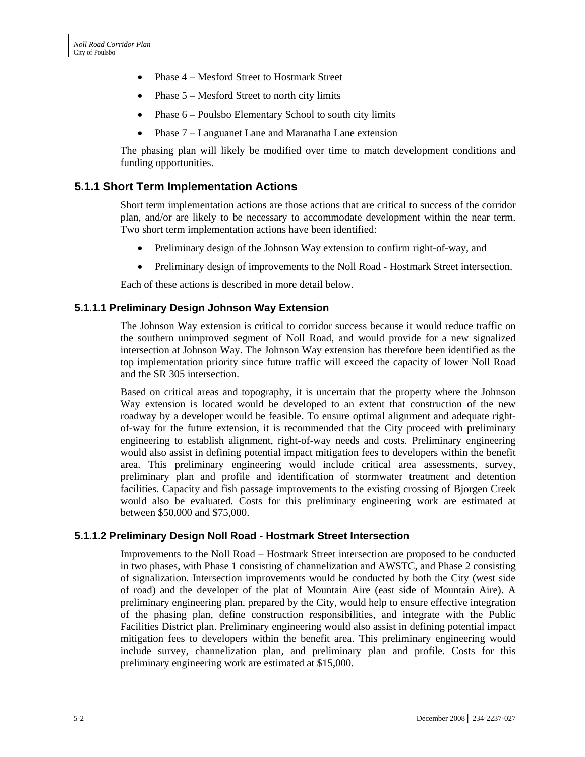- Phase 4 – Mesford Street to Hostmark Street
- Phase 5 – Mesford Street to north city limits
- Phase 6 – Poulsbo Elementary School to south city limits
- Phase 7 – Languanet Lane and Maranatha Lane extension

The phasing plan will likely be modified over time to match development conditions and funding opportunities.

## 5.1.1 Short Term Implementation Actions

Short term implementation actions are those actions that are critical to success of the corridor plan, and/or are likely to be necessary to accommodate development within the near term. Two short term implementation actions have been identified:

- Preliminary design of the Johnson Way extension to confirm right-of-way, and
- Preliminary design of improvements to the Noll Road - Hostmark Street intersection.

Each of these actions is described in more detail below.

### 5.1.1.1 Preliminary Design Johnson Way Extension

The Johnson Way extension is critical to corridor success because it would reduce traffic on the southern unimproved segment of Noll Road, and would provide for a new signalized intersection at Johnson Way. The Johnson Way extension has therefore been identified as the top implementation priority since future traffic will exceed the capacity of lower Noll Road and the SR 305 intersection.

Based on critical areas and topography, it is uncertain that the property where the Johnson Way extension is located would be developed to an extent that construction of the new roadway by a developer would be feasible. To ensure optimal alignment and adequate right-of-way for the future extension, it is recommended that the City proceed with preliminary engineering to establish alignment, right-of-way needs and costs. Preliminary engineering would also assist in defining potential impact mitigation fees to developers within the benefit area. This preliminary engineering would include critical area assessments, survey, preliminary plan and profile and identification of stormwater treatment and detention facilities. Capacity and fish passage improvements to the existing crossing of Bjorgen Creek would also be evaluated. Costs for this preliminary engineering work are estimated at between $50,000 and $75,000.

### 5.1.1.2 Preliminary Design Noll Road - Hostmark Street Intersection

Improvements to the Noll Road – Hostmark Street intersection are proposed to be conducted in two phases, with Phase 1 consisting of channelization and AWSTC, and Phase 2 consisting of signalization. Intersection improvements would be conducted by both the City (west side of road) and the developer of the plat of Mountain Aire (east side of Mountain Aire). A preliminary engineering plan, prepared by the City, would help to ensure effective integration of the phasing plan, define construction responsibilities, and integrate with the Public Facilities District plan. Preliminary engineering would also assist in defining potential impact mitigation fees to developers within the benefit area. This preliminary engineering would include survey, channelization plan, and preliminary plan and profile. Costs for this preliminary engineering work are estimated at $15,000.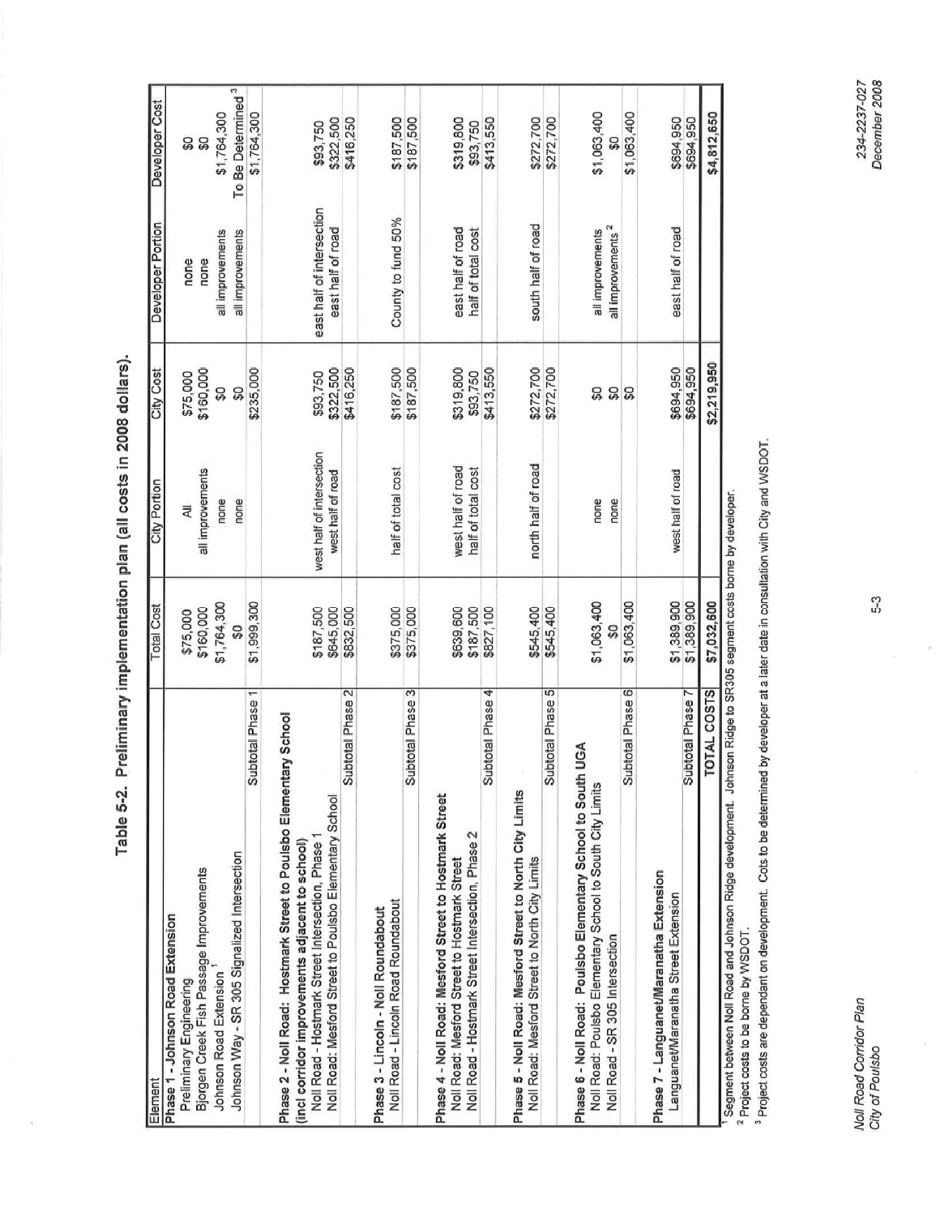## Table 5-2. Preliminary implementation plan (all costs in 2008 dollars).

| Element | Total Cost | City Portion | City Cost | Developer Portion | Developer Cost |
|---|---|---|---|---|---|
| **Phase 1 - Johnson Road Extension** | | | | | |
| Preliminary Engineering | $75,000 | All | $75,000 | none | $0 |
| Bjorgen Creek Fish Passage Improvements | $160,000 | all improvements | $160,000 | none | $0 |
| Johnson Road Extension [1] | $1,764,300 | none | $0 | all improvements | $1,764,300 |
| Johnson Way - SR 305 Signalized Intersection | $0 | none | $0 | all improvements | To Be Determined [3] |
| Subtotal Phase 1 | $1,999,300 | | $235,000 | | $1,764,300 |
| **Phase 2 - Noll Road: Hostmark Street to Poulsbo Elementary School (incl corridor improvements adjacent to school)** | | | | | |
| Noll Road - Hostmark Street Intersection, Phase 1 | $187,500 | west half of intersection | $93,750 | east half of intersection | $93,750 |
| Noll Road: Mesford Street to Poulsbo Elementary School | $645,000 | west half of road | $322,500 | east half of road | $322,500 |
| Subtotal Phase 2 | $832,500 | | $416,250 | | $416,250 |
| **Phase 3 - Lincoln - Noll Roundabout** | | | | | |
| Noll Road - Lincoln Road Roundabout | $375,000 | half of total cost | $187,500 | County to fund 50% | $187,500 |
| Subtotal Phase 3 | $375,000 | | $187,500 | | $187,500 |
| **Phase 4 - Noll Road: Mesford Street to Hostmark Street** | | | | | |
| Noll Road: Mesford Street to Hostmark Street | $639,600 | west half of road | $319,800 | east half of road | $319,800 |
| Noll Road - Hostmark Street Intersection, Phase 2 | $187,500 | half of total cost | $93,750 | half of total cost | $93,750 |
| Subtotal Phase 4 | $827,100 | | $413,550 | | $413,550 |
| **Phase 5 - Noll Road: Mesford Street to North City Limits** | | | | | |
| Noll Road: Mesford Street to North City Limits | $545,400 | north half of road | $272,700 | south half of road | $272,700 |
| Subtotal Phase 5 | $545,400 | | $272,700 | | $272,700 |
| **Phase 6 - Noll Road: Poulsbo Elementary School to South UGA** | | | | | |
| Noll Road: Poulsbo Elementary School to South City Limits | $1,063,400 | none | $0 | all improvements | $1,063,400 |
| Noll Road - SR 305 Intersection | $0 | none | $0 | all improvements [2] | $0 |
| Subtotal Phase 6 | $1,063,400 | | $0 | | $1,063,400 |
| **Phase 7 - Languanet/Maranatha Extension** | | | | | |
| Languanet/Maranatha Street Extension | $1,389,900 | west half of road | $694,950 | east half of road | $694,950 |
| Subtotal Phase 7 | $1,389,900 | | $694,950 | | $694,950 |
| **TOTAL COSTS** | **$7,032,600** | | **$2,219,950** | | **$4,812,650** |

[1] Segment between Noll Road and Johnson Ridge development. Johnson Ridge to SR305 segment costs borne by developer.
[2] Project costs to be borne by WSDOT.
[3] Project costs are dependant on development. Cots to be determined by developer at a later date in consultation with City and WSDOT.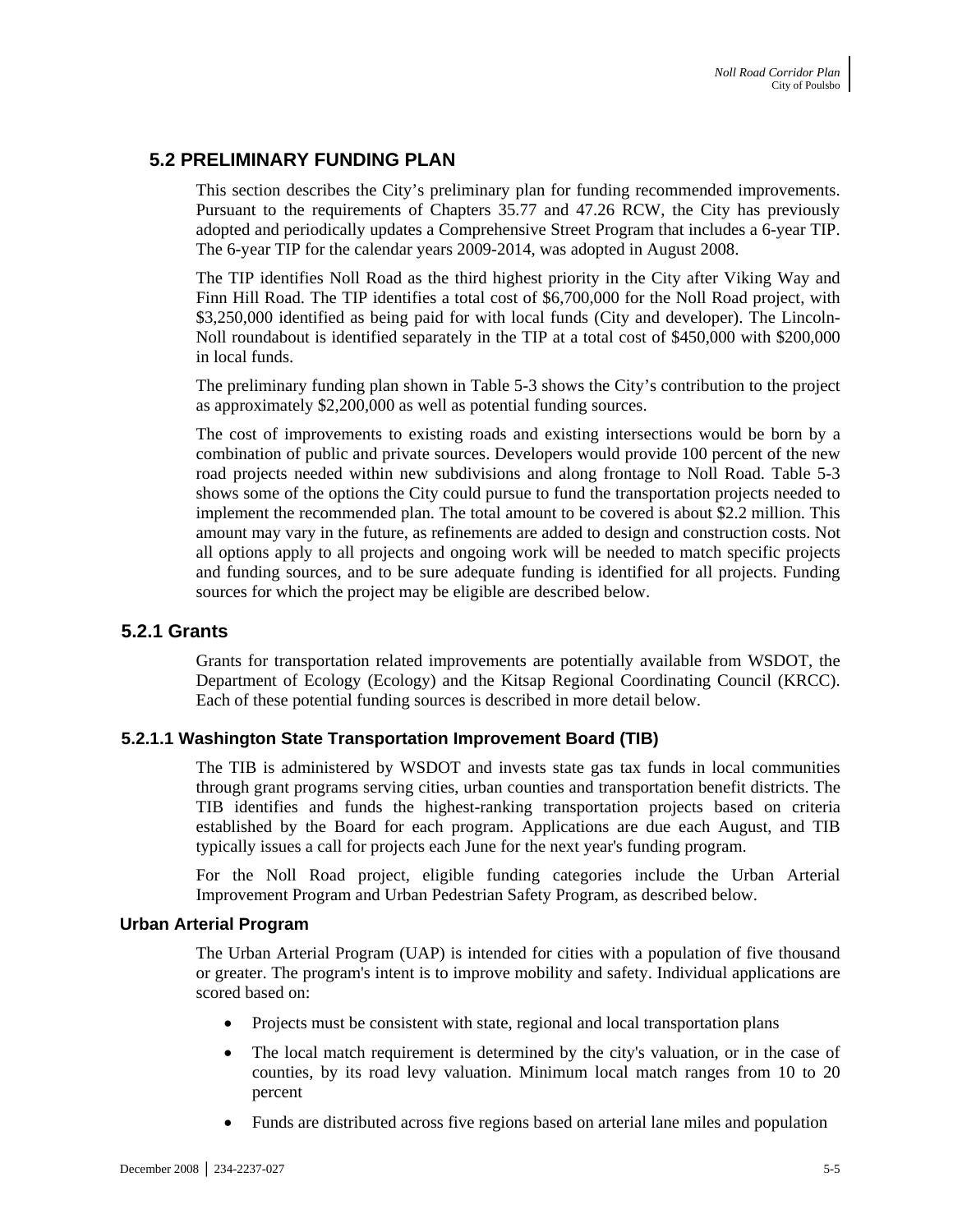## 5.2 PRELIMINARY FUNDING PLAN

This section describes the City's preliminary plan for funding recommended improvements. Pursuant to the requirements of Chapters 35.77 and 47.26 RCW, the City has previously adopted and periodically updates a Comprehensive Street Program that includes a 6-year TIP. The 6-year TIP for the calendar years 2009-2014, was adopted in August 2008.

The TIP identifies Noll Road as the third highest priority in the City after Viking Way and Finn Hill Road. The TIP identifies a total cost of $6,700,000 for the Noll Road project, with $3,250,000 identified as being paid for with local funds (City and developer). The Lincoln-Noll roundabout is identified separately in the TIP at a total cost of $450,000 with $200,000 in local funds.

The preliminary funding plan shown in Table 5-3 shows the City's contribution to the project as approximately $2,200,000 as well as potential funding sources.

The cost of improvements to existing roads and existing intersections would be born by a combination of public and private sources. Developers would provide 100 percent of the new road projects needed within new subdivisions and along frontage to Noll Road. Table 5-3 shows some of the options the City could pursue to fund the transportation projects needed to implement the recommended plan. The total amount to be covered is about $2.2 million. This amount may vary in the future, as refinements are added to design and construction costs. Not all options apply to all projects and ongoing work will be needed to match specific projects and funding sources, and to be sure adequate funding is identified for all projects. Funding sources for which the project may be eligible are described below.

### 5.2.1 Grants

Grants for transportation related improvements are potentially available from WSDOT, the Department of Ecology (Ecology) and the Kitsap Regional Coordinating Council (KRCC). Each of these potential funding sources is described in more detail below.

#### 5.2.1.1 Washington State Transportation Improvement Board (TIB)

The TIB is administered by WSDOT and invests state gas tax funds in local communities through grant programs serving cities, urban counties and transportation benefit districts. The TIB identifies and funds the highest-ranking transportation projects based on criteria established by the Board for each program. Applications are due each August, and TIB typically issues a call for projects each June for the next year's funding program.

For the Noll Road project, eligible funding categories include the Urban Arterial Improvement Program and Urban Pedestrian Safety Program, as described below.

**Urban Arterial Program**

The Urban Arterial Program (UAP) is intended for cities with a population of five thousand or greater. The program's intent is to improve mobility and safety. Individual applications are scored based on:

- Projects must be consistent with state, regional and local transportation plans
- The local match requirement is determined by the city's valuation, or in the case of counties, by its road levy valuation. Minimum local match ranges from 10 to 20 percent
- Funds are distributed across five regions based on arterial lane miles and population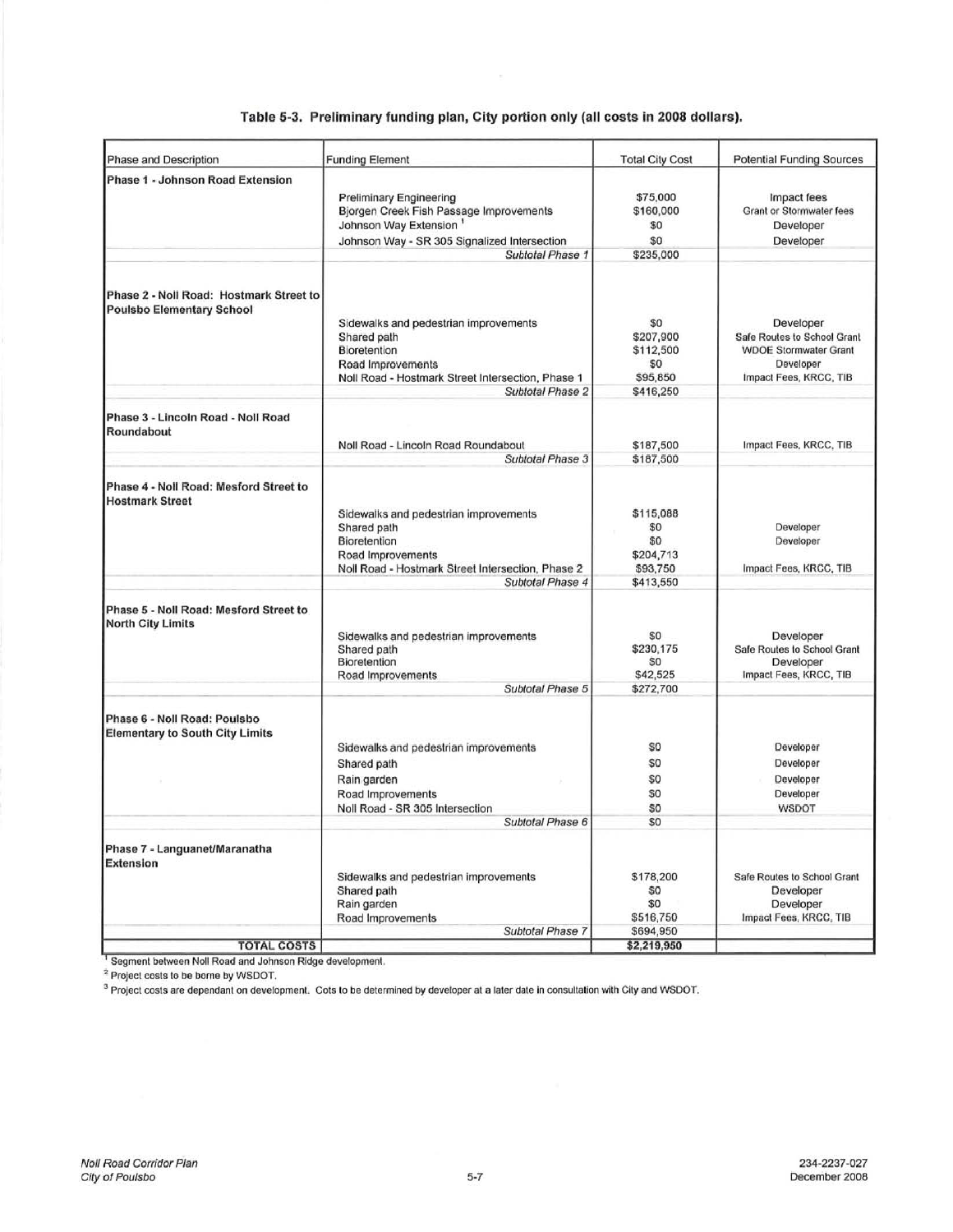**Table 5-3. Preliminary funding plan, City portion only (all costs in 2008 dollars).**

| Phase and Description | Funding Element | Total City Cost | Potential Funding Sources |
|---|---|---|---|
| **Phase 1 - Johnson Road Extension** | | | |
| | Preliminary Engineering | $75,000 | Impact fees |
| | Bjorgen Creek Fish Passage Improvements | $160,000 | Grant or Stormwater fees |
| | Johnson Way Extension [1] | $0 | Developer |
| | Johnson Way - SR 305 Signalized Intersection | $0 | Developer |
| | *Subtotal Phase 1* | $235,000 | |
| **Phase 2 - Noll Road: Hostmark Street to Poulsbo Elementary School** | | | |
| | Sidewalks and pedestrian improvements | $0 | Developer |
| | Shared path | $207,900 | Safe Routes to School Grant |
| | Bioretention | $112,500 | WDOE Stormwater Grant |
| | Road Improvements | $0 | Developer |
| | Noll Road - Hostmark Street Intersection, Phase 1 | $95,850 | Impact Fees, KRCC, TIB |
| | *Subtotal Phase 2* | $416,250 | |
| **Phase 3 - Lincoln Road - Noll Road Roundabout** | | | |
| | Noll Road - Lincoln Road Roundabout | $187,500 | Impact Fees, KRCC, TIB |
| | *Subtotal Phase 3* | $187,500 | |
| **Phase 4 - Noll Road: Mesford Street to Hostmark Street** | | | |
| | Sidewalks and pedestrian improvements | $115,088 | |
| | Shared path | $0 | Developer |
| | Bioretention | $0 | Developer |
| | Road Improvements | $204,713 | |
| | Noll Road - Hostmark Street Intersection, Phase 2 | $93,750 | Impact Fees, KRCC, TIB |
| | *Subtotal Phase 4* | $413,550 | |
| **Phase 5 - Noll Road: Mesford Street to North City Limits** | | | |
| | Sidewalks and pedestrian improvements | $0 | Developer |
| | Shared path | $230,175 | Safe Routes to School Grant |
| | Bioretention | $0 | Developer |
| | Road Improvements | $42,525 | Impact Fees, KRCC, TIB |
| | *Subtotal Phase 5* | $272,700 | |
| **Phase 6 - Noll Road: Poulsbo Elementary to South City Limits** | | | |
| | Sidewalks and pedestrian improvements | $0 | Developer |
| | Shared path | $0 | Developer |
| | Rain garden | $0 | Developer |
| | Road Improvements | $0 | Developer |
| | Noll Road - SR 305 Intersection | $0 | WSDOT |
| | *Subtotal Phase 6* | $0 | |
| **Phase 7 - Languanet/Maranatha Extension** | | | |
| | Sidewalks and pedestrian improvements | $178,200 | Safe Routes to School Grant |
| | Shared path | $0 | Developer |
| | Rain garden | $0 | Developer |
| | Road Improvements | $516,750 | Impact Fees, KRCC, TIB |
| | *Subtotal Phase 7* | $694,950 | |
| **TOTAL COSTS** | | **$2,219,950** | |

[1] Segment between Noll Road and Johnson Ridge development.

[2] Project costs to be borne by WSDOT.

[3] Project costs are dependant on development. Cots to be determined by developer at a later date in consultation with City and WSDOT.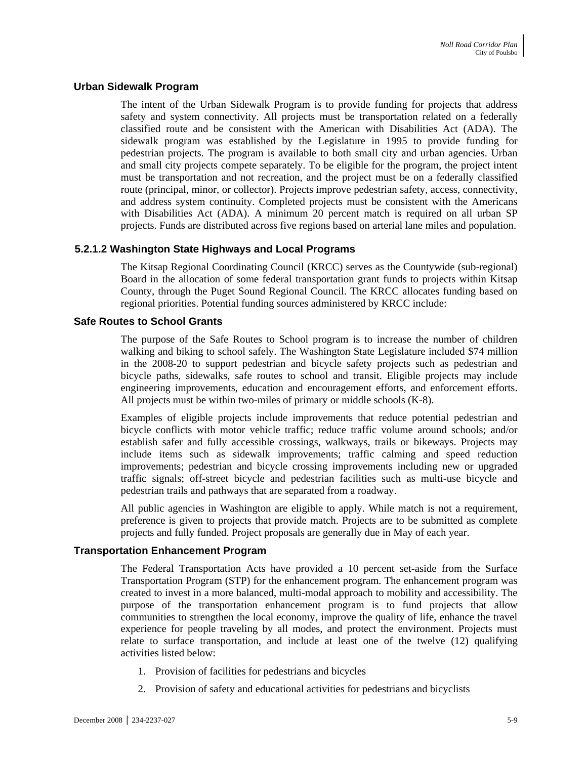### Urban Sidewalk Program

The intent of the Urban Sidewalk Program is to provide funding for projects that address safety and system connectivity. All projects must be transportation related on a federally classified route and be consistent with the American with Disabilities Act (ADA). The sidewalk program was established by the Legislature in 1995 to provide funding for pedestrian projects. The program is available to both small city and urban agencies. Urban and small city projects compete separately. To be eligible for the program, the project intent must be transportation and not recreation, and the project must be on a federally classified route (principal, minor, or collector). Projects improve pedestrian safety, access, connectivity, and address system continuity. Completed projects must be consistent with the Americans with Disabilities Act (ADA). A minimum 20 percent match is required on all urban SP projects. Funds are distributed across five regions based on arterial lane miles and population.

## 5.2.1.2 Washington State Highways and Local Programs

The Kitsap Regional Coordinating Council (KRCC) serves as the Countywide (sub-regional) Board in the allocation of some federal transportation grant funds to projects within Kitsap County, through the Puget Sound Regional Council. The KRCC allocates funding based on regional priorities. Potential funding sources administered by KRCC include:

### Safe Routes to School Grants

The purpose of the Safe Routes to School program is to increase the number of children walking and biking to school safely. The Washington State Legislature included $74 million in the 2008-20 to support pedestrian and bicycle safety projects such as pedestrian and bicycle paths, sidewalks, safe routes to school and transit. Eligible projects may include engineering improvements, education and encouragement efforts, and enforcement efforts. All projects must be within two-miles of primary or middle schools (K-8).

Examples of eligible projects include improvements that reduce potential pedestrian and bicycle conflicts with motor vehicle traffic; reduce traffic volume around schools; and/or establish safer and fully accessible crossings, walkways, trails or bikeways. Projects may include items such as sidewalk improvements; traffic calming and speed reduction improvements; pedestrian and bicycle crossing improvements including new or upgraded traffic signals; off-street bicycle and pedestrian facilities such as multi-use bicycle and pedestrian trails and pathways that are separated from a roadway.

All public agencies in Washington are eligible to apply. While match is not a requirement, preference is given to projects that provide match. Projects are to be submitted as complete projects and fully funded. Project proposals are generally due in May of each year.

### Transportation Enhancement Program

The Federal Transportation Acts have provided a 10 percent set-aside from the Surface Transportation Program (STP) for the enhancement program. The enhancement program was created to invest in a more balanced, multi-modal approach to mobility and accessibility. The purpose of the transportation enhancement program is to fund projects that allow communities to strengthen the local economy, improve the quality of life, enhance the travel experience for people traveling by all modes, and protect the environment. Projects must relate to surface transportation, and include at least one of the twelve (12) qualifying activities listed below:

1. Provision of facilities for pedestrians and bicycles
2. Provision of safety and educational activities for pedestrians and bicyclists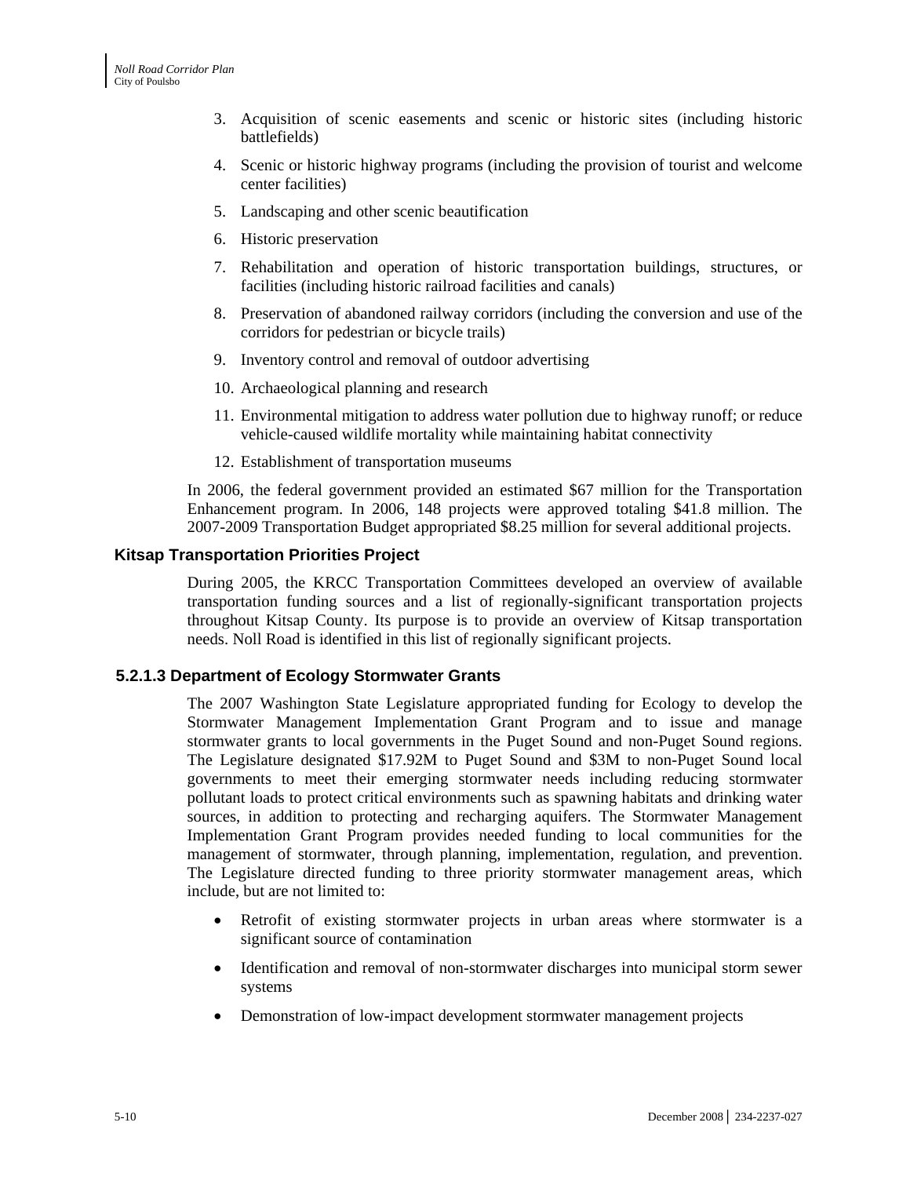3. Acquisition of scenic easements and scenic or historic sites (including historic battlefields)
4. Scenic or historic highway programs (including the provision of tourist and welcome center facilities)
5. Landscaping and other scenic beautification
6. Historic preservation
7. Rehabilitation and operation of historic transportation buildings, structures, or facilities (including historic railroad facilities and canals)
8. Preservation of abandoned railway corridors (including the conversion and use of the corridors for pedestrian or bicycle trails)
9. Inventory control and removal of outdoor advertising
10. Archaeological planning and research
11. Environmental mitigation to address water pollution due to highway runoff; or reduce vehicle-caused wildlife mortality while maintaining habitat connectivity
12. Establishment of transportation museums

In 2006, the federal government provided an estimated $67 million for the Transportation Enhancement program. In 2006, 148 projects were approved totaling $41.8 million. The 2007-2009 Transportation Budget appropriated $8.25 million for several additional projects.

#### Kitsap Transportation Priorities Project

During 2005, the KRCC Transportation Committees developed an overview of available transportation funding sources and a list of regionally-significant transportation projects throughout Kitsap County. Its purpose is to provide an overview of Kitsap transportation needs. Noll Road is identified in this list of regionally significant projects.

### 5.2.1.3 Department of Ecology Stormwater Grants

The 2007 Washington State Legislature appropriated funding for Ecology to develop the Stormwater Management Implementation Grant Program and to issue and manage stormwater grants to local governments in the Puget Sound and non-Puget Sound regions. The Legislature designated $17.92M to Puget Sound and $3M to non-Puget Sound local governments to meet their emerging stormwater needs including reducing stormwater pollutant loads to protect critical environments such as spawning habitats and drinking water sources, in addition to protecting and recharging aquifers. The Stormwater Management Implementation Grant Program provides needed funding to local communities for the management of stormwater, through planning, implementation, regulation, and prevention. The Legislature directed funding to three priority stormwater management areas, which include, but are not limited to:

- Retrofit of existing stormwater projects in urban areas where stormwater is a significant source of contamination
- Identification and removal of non-stormwater discharges into municipal storm sewer systems
- Demonstration of low-impact development stormwater management projects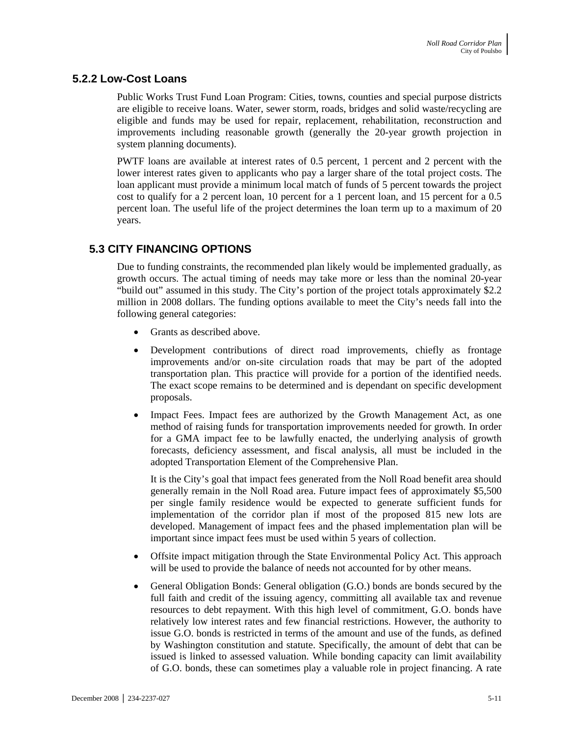### 5.2.2 Low-Cost Loans

Public Works Trust Fund Loan Program: Cities, towns, counties and special purpose districts are eligible to receive loans. Water, sewer storm, roads, bridges and solid waste/recycling are eligible and funds may be used for repair, replacement, rehabilitation, reconstruction and improvements including reasonable growth (generally the 20-year growth projection in system planning documents).

PWTF loans are available at interest rates of 0.5 percent, 1 percent and 2 percent with the lower interest rates given to applicants who pay a larger share of the total project costs. The loan applicant must provide a minimum local match of funds of 5 percent towards the project cost to qualify for a 2 percent loan, 10 percent for a 1 percent loan, and 15 percent for a 0.5 percent loan. The useful life of the project determines the loan term up to a maximum of 20 years.

## 5.3 CITY FINANCING OPTIONS

Due to funding constraints, the recommended plan likely would be implemented gradually, as growth occurs. The actual timing of needs may take more or less than the nominal 20-year "build out" assumed in this study. The City's portion of the project totals approximately $2.2 million in 2008 dollars. The funding options available to meet the City's needs fall into the following general categories:

- Grants as described above.
- Development contributions of direct road improvements, chiefly as frontage improvements and/or on-site circulation roads that may be part of the adopted transportation plan. This practice will provide for a portion of the identified needs. The exact scope remains to be determined and is dependant on specific development proposals.
- Impact Fees. Impact fees are authorized by the Growth Management Act, as one method of raising funds for transportation improvements needed for growth. In order for a GMA impact fee to be lawfully enacted, the underlying analysis of growth forecasts, deficiency assessment, and fiscal analysis, all must be included in the adopted Transportation Element of the Comprehensive Plan.

  It is the City's goal that impact fees generated from the Noll Road benefit area should generally remain in the Noll Road area. Future impact fees of approximately $5,500 per single family residence would be expected to generate sufficient funds for implementation of the corridor plan if most of the proposed 815 new lots are developed. Management of impact fees and the phased implementation plan will be important since impact fees must be used within 5 years of collection.
- Offsite impact mitigation through the State Environmental Policy Act. This approach will be used to provide the balance of needs not accounted for by other means.
- General Obligation Bonds: General obligation (G.O.) bonds are bonds secured by the full faith and credit of the issuing agency, committing all available tax and revenue resources to debt repayment. With this high level of commitment, G.O. bonds have relatively low interest rates and few financial restrictions. However, the authority to issue G.O. bonds is restricted in terms of the amount and use of the funds, as defined by Washington constitution and statute. Specifically, the amount of debt that can be issued is linked to assessed valuation. While bonding capacity can limit availability of G.O. bonds, these can sometimes play a valuable role in project financing. A rate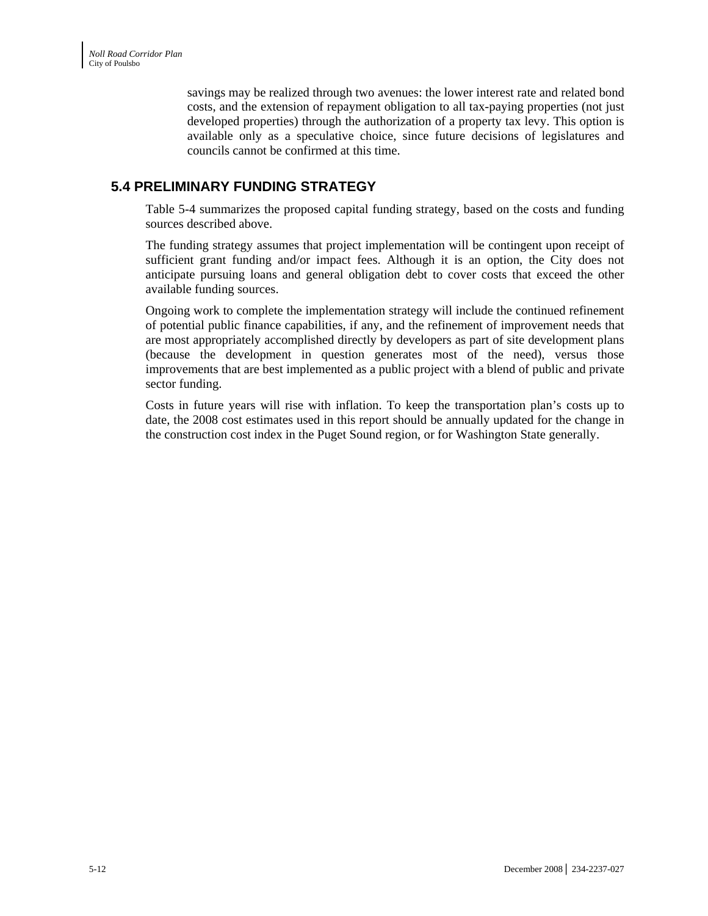savings may be realized through two avenues: the lower interest rate and related bond costs, and the extension of repayment obligation to all tax-paying properties (not just developed properties) through the authorization of a property tax levy. This option is available only as a speculative choice, since future decisions of legislatures and councils cannot be confirmed at this time.

## 5.4 PRELIMINARY FUNDING STRATEGY

Table 5-4 summarizes the proposed capital funding strategy, based on the costs and funding sources described above.

The funding strategy assumes that project implementation will be contingent upon receipt of sufficient grant funding and/or impact fees. Although it is an option, the City does not anticipate pursuing loans and general obligation debt to cover costs that exceed the other available funding sources.

Ongoing work to complete the implementation strategy will include the continued refinement of potential public finance capabilities, if any, and the refinement of improvement needs that are most appropriately accomplished directly by developers as part of site development plans (because the development in question generates most of the need), versus those improvements that are best implemented as a public project with a blend of public and private sector funding.

Costs in future years will rise with inflation. To keep the transportation plan's costs up to date, the 2008 cost estimates used in this report should be annually updated for the change in the construction cost index in the Puget Sound region, or for Washington State generally.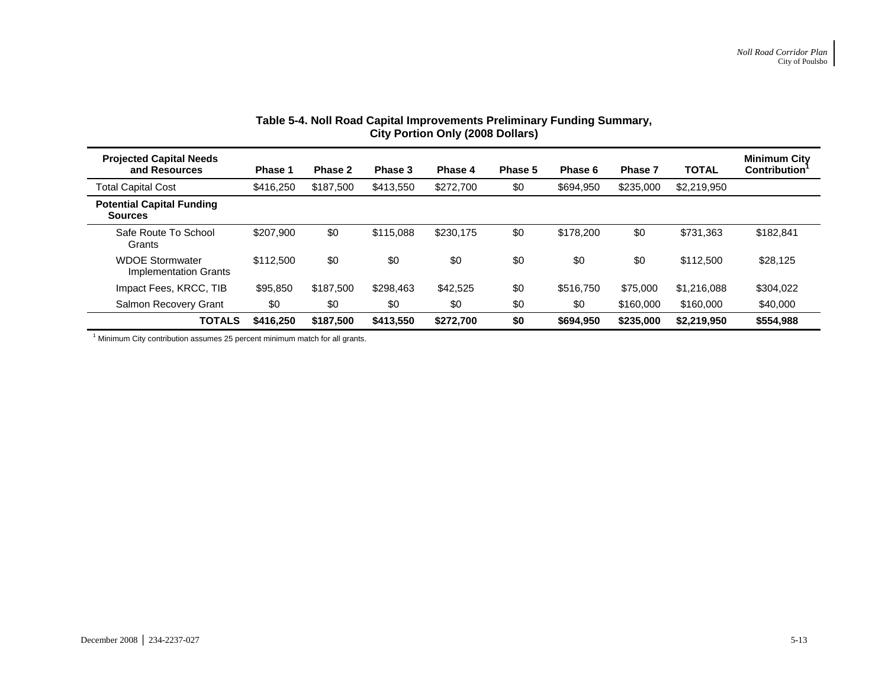**Table 5-4. Noll Road Capital Improvements Preliminary Funding Summary, City Portion Only (2008 Dollars)**

| Projected Capital Needs and Resources | Phase 1 | Phase 2 | Phase 3 | Phase 4 | Phase 5 | Phase 6 | Phase 7 | TOTAL | Minimum City Contribution[1] |
|---|---|---|---|---|---|---|---|---|---|
| Total Capital Cost | $416,250 | $187,500 | $413,550 | $272,700 | $0 | $694,950 | $235,000 | $2,219,950 | |
| **Potential Capital Funding Sources** | | | | | | | | | |
| Safe Route To School Grants | $207,900 | $0 | $115,088 | $230,175 | $0 | $178,200 | $0 | $731,363 | $182,841 |
| WDOE Stormwater Implementation Grants | $112,500 | $0 | $0 | $0 | $0 | $0 | $0 | $112,500 | $28,125 |
| Impact Fees, KRCC, TIB | $95,850 | $187,500 | $298,463 | $42,525 | $0 | $516,750 | $75,000 | $1,216,088 | $304,022 |
| Salmon Recovery Grant | $0 | $0 | $0 | $0 | $0 | $0 | $160,000 | $160,000 | $40,000 |
| **TOTALS** | **$416,250** | **$187,500** | **$413,550** | **$272,700** | **$0** | **$694,950** | **$235,000** | **$2,219,950** | **$554,988** |

[1] Minimum City contribution assumes 25 percent minimum match for all grants.